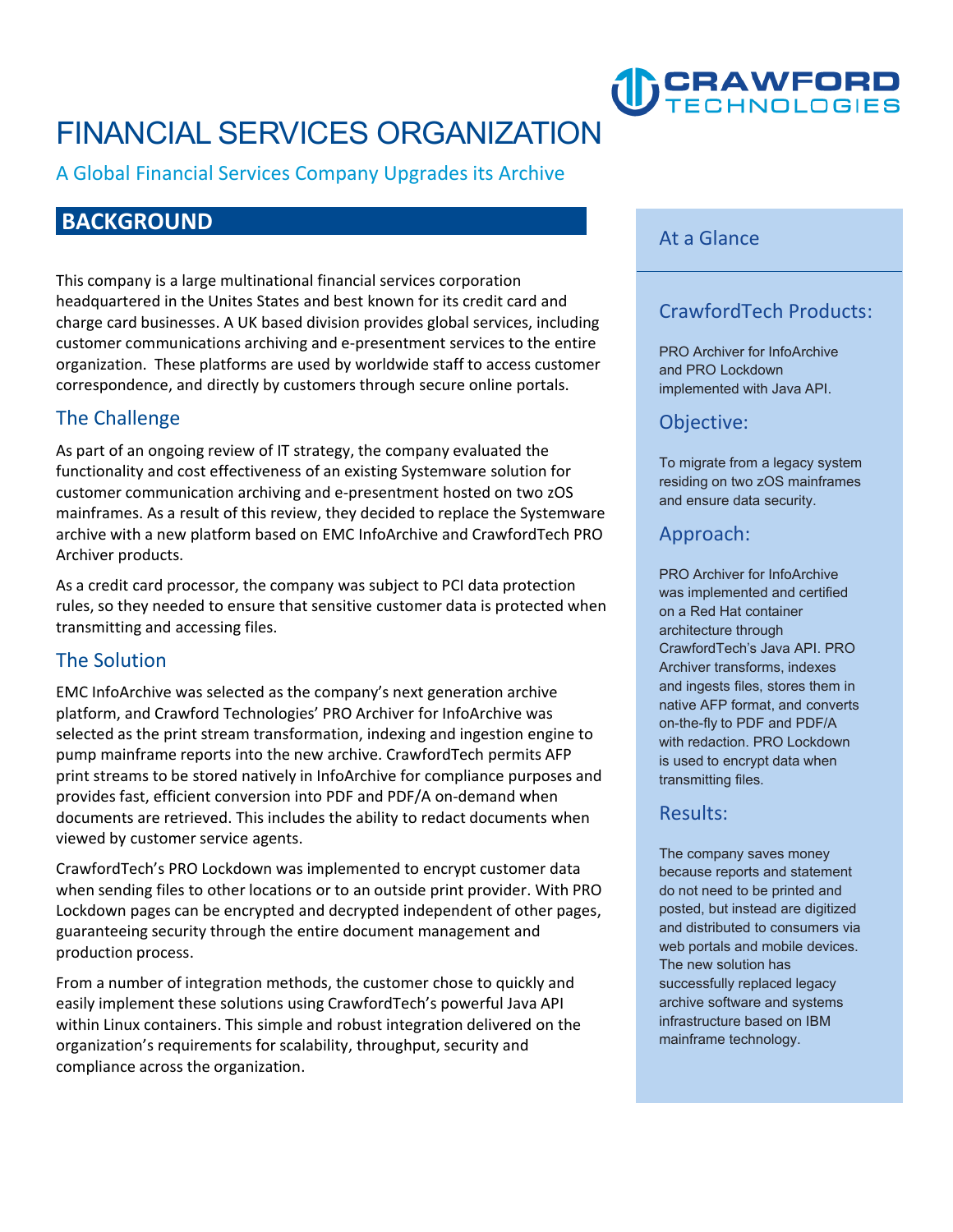# FINANCIAL SERVICES ORGANIZATION

A Global Financial Services Company Upgrades its Archive

## BACKGROUND

This company is a large multinational financial services corporation headquartered in the Unites States and best known for its credit card and charge card businesses. A UK based division provides global services, including customer communications archiving and e-presentment services to the entire organization. These platforms are used by worldwide staff to access customer correspondence, and directly by customers through secure online portals.

### The Challenge

As part of an ongoing review of IT strategy, the company evaluated the functionality and cost effectiveness of an existing Systemware solution for customer communication archiving and e-presentment hosted on two zOS mainframes. As a result of this review, they decided to replace the Systemware archive with a new platform based on EMC InfoArchive and CrawfordTech PRO Archiver products.

As a credit card processor, the company was subject to PCI data protection rules, so they needed to ensure that sensitive customer data is protected when transmitting and accessing files.

### The Solution

EMC InfoArchive was selected as the company's next generation archive platform, and Crawford Technologies' PRO Archiver for InfoArchive was selected as the print stream transformation, indexing and ingestion engine to pump mainframe reports into the new archive. CrawfordTech permits AFP print streams to be stored natively in InfoArchive for compliance purposes and provides fast, efficient conversion into PDF and PDF/A on-demand when documents are retrieved. This includes the ability to redact documents when viewed by customer service agents.

CrawfordTech's PRO Lockdown was implemented to encrypt customer data when sending files to other locations or to an outside print provider. With PRO Lockdown pages can be encrypted and decrypted independent of other pages, guaranteeing security through the entire document management and production process.

From a number of integration methods, the customer chose to quickly and easily implement these solutions using CrawfordTech's powerful Java API within Linux containers. This simple and robust integration delivered on the organization's requirements for scalability, throughput, security and compliance across the organization.

## At a Glance

### CrawfordTech Products:

PRO Archiver for InfoArchive and PRO Lockdown implemented with Java API.

### Objective:

To migrate from a legacy system residing on two zOS mainframes and ensure data security.

### Approach:

PRO Archiver for InfoArchive was implemented and certified on a Red Hat container architecture through CrawfordTech's Java API. PRO Archiver transforms, indexes and ingests files, stores them in native AFP format, and converts on-the-fly to PDF and PDF/A with redaction. PRO Lockdown is used to encrypt data when transmitting files.

### Results:

The company saves money because reports and statement do not need to be printed and posted, but instead are digitized and distributed to consumers via web portals and mobile devices. The new solution has successfully replaced legacy archive software and systems infrastructure based on IBM mainframe technology.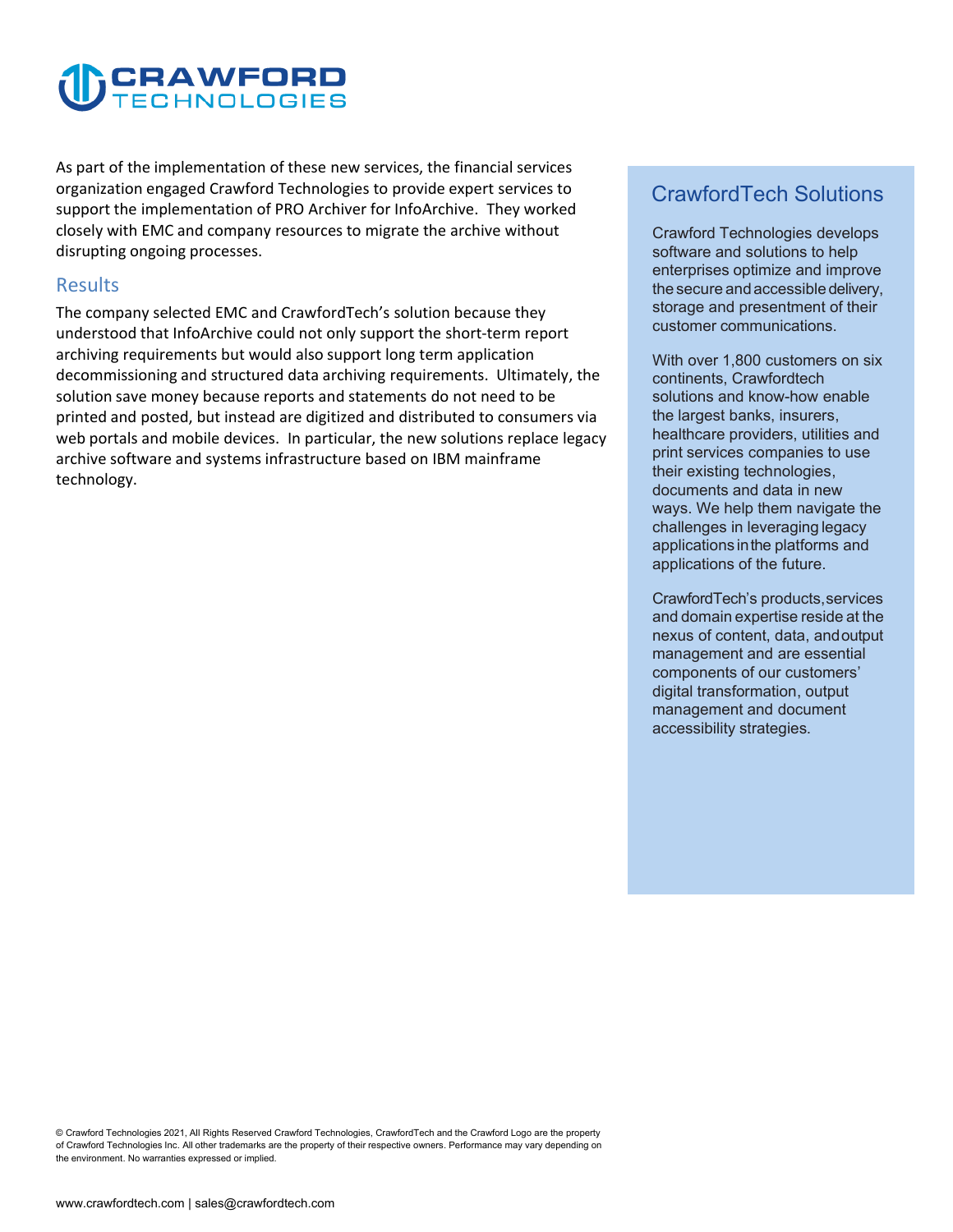As part of the implementation of these new services, the financial services organization engaged Crawford Technologies to provide expert services to support the implementation of PRO Archiver for InfoArchive. They worked closely with EMC and company resources to migrate the archive without disrupting ongoing processes.

## Results

The company selected EMC and CrawfordTech's solution because they understood that InfoArchive could not only support the short-term report archiving requirements but would also support long term application decommissioning and structured data archiving requirements. Ultimately, the solution save money because reports and statements do not need to be printed and posted, but instead are digitized and distributed to consumers via web portals and mobile devices. In particular, the new solutions replace legacy archive software and systems infrastructure based on IBM mainframe technology.

## CrawfordTech Solutions

Crawford Technologies develops software and solutions to help enterprises optimize and improve the secure and accessible delivery, storage and presentment of their customer communications.

With over 1,800 customers on six continents, Crawfordtech solutions and know-how enable the largest banks, insurers, healthcare providers, utilities and print services companies to use their existing technologies, documents and data in new ways. We help them navigate the challenges in leveraging legacy applications in the platforms and applications of the future.

CrawfordTech's products, services and domain expertise reside at the nexus of content, data, and output management and are essential components of our customers' digital transformation, output management and document accessibility strategies.

© Crawford Technologies 2021, All Rights Reserved Crawford Technologies, CrawfordTech and the Crawford Logo are the property of Crawford Technologies Inc. All other trademarks are the property of their respective owners. Performance may vary depending on the environment. No warranties expressed or implied.

www.crawfordtech.com | sales@crawfordtech.com